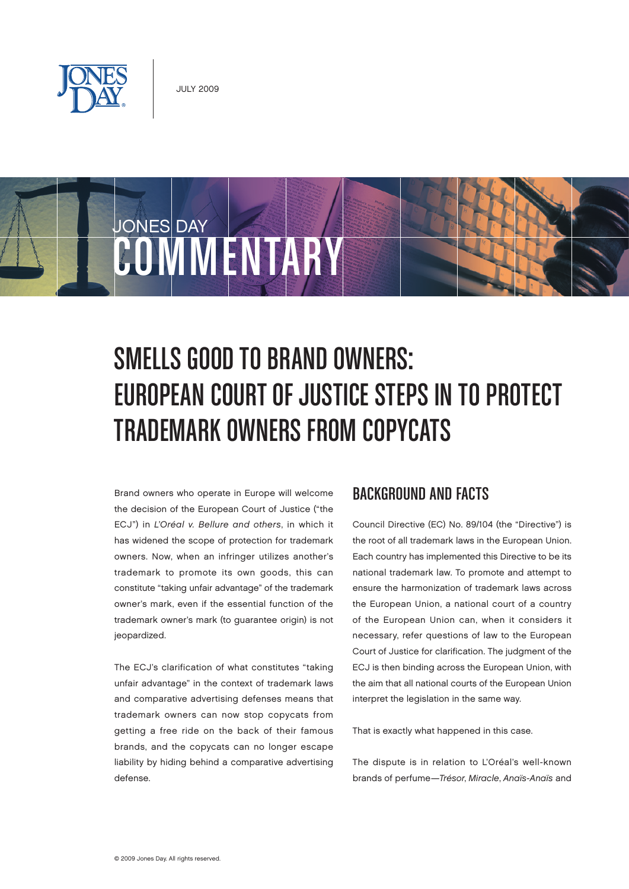JULY 2009

JONES DAY COMMENTARY

# Smells Good to Brand Owners: European Court of Justice Steps in to Protect Trademark Owners from Copycats

Brand owners who operate in Europe will welcome the decision of the European Court of Justice ("the ECJ") in *L'Oréal v. Bellure and others*, in which it has widened the scope of protection for trademark owners. Now, when an infringer utilizes another's trademark to promote its own goods, this can constitute "taking unfair advantage" of the trademark owner's mark, even if the essential function of the trademark owner's mark (to guarantee origin) is not jeopardized.

The ECJ's clarification of what constitutes "taking unfair advantage" in the context of trademark laws and comparative advertising defenses means that trademark owners can now stop copycats from getting a free ride on the back of their famous brands, and the copycats can no longer escape liability by hiding behind a comparative advertising defense.

## Background and Facts

Council Directive (EC) No. 89/104 (the "Directive") is the root of all trademark laws in the European Union. Each country has implemented this Directive to be its national trademark law. To promote and attempt to ensure the harmonization of trademark laws across the European Union, a national court of a country of the European Union can, when it considers it necessary, refer questions of law to the European Court of Justice for clarification. The judgment of the ECJ is then binding across the European Union, with the aim that all national courts of the European Union interpret the legislation in the same way.

That is exactly what happened in this case.

The dispute is in relation to L'Oréal's well-known brands of perfume—*Trésor*, *Miracle*, *Anaïs-Anaïs* and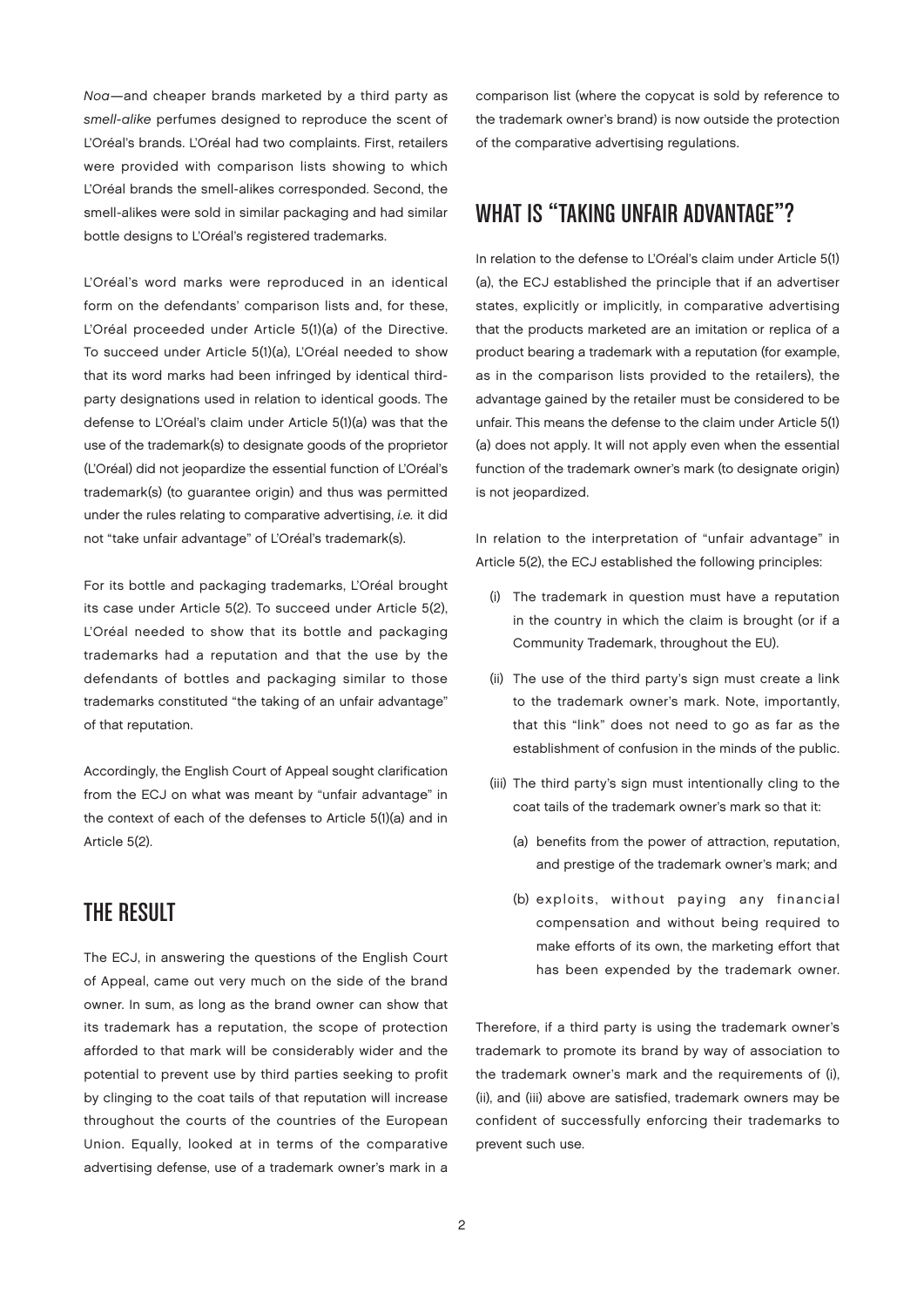*Noa*—and cheaper brands marketed by a third party as *smell-alike* perfumes designed to reproduce the scent of L'Oréal's brands. L'Oréal had two complaints. First, retailers were provided with comparison lists showing to which L'Oréal brands the smell-alikes corresponded. Second, the smell-alikes were sold in similar packaging and had similar bottle designs to L'Oréal's registered trademarks.

L'Oréal's word marks were reproduced in an identical form on the defendants' comparison lists and, for these, L'Oréal proceeded under Article 5(1)(a) of the Directive. To succeed under Article 5(1)(a), L'Oréal needed to show that its word marks had been infringed by identical third-party designations used in relation to identical goods. The defense to L'Oréal's claim under Article 5(1)(a) was that the use of the trademark(s) to designate goods of the proprietor (L'Oréal) did not jeopardize the essential function of L'Oréal's trademark(s) (to guarantee origin) and thus was permitted under the rules relating to comparative advertising, *i.e.* it did not "take unfair advantage" of L'Oréal's trademark(s).

For its bottle and packaging trademarks, L'Oréal brought its case under Article 5(2). To succeed under Article 5(2), L'Oréal needed to show that its bottle and packaging trademarks had a reputation and that the use by the defendants of bottles and packaging similar to those trademarks constituted "the taking of an unfair advantage" of that reputation.

Accordingly, the English Court of Appeal sought clarification from the ECJ on what was meant by "unfair advantage" in the context of each of the defenses to Article 5(1)(a) and in Article 5(2).

## THE RESULT

The ECJ, in answering the questions of the English Court of Appeal, came out very much on the side of the brand owner. In sum, as long as the brand owner can show that its trademark has a reputation, the scope of protection afforded to that mark will be considerably wider and the potential to prevent use by third parties seeking to profit by clinging to the coat tails of that reputation will increase throughout the courts of the countries of the European Union. Equally, looked at in terms of the comparative advertising defense, use of a trademark owner's mark in a comparison list (where the copycat is sold by reference to the trademark owner's brand) is now outside the protection of the comparative advertising regulations.

## WHAT IS "TAKING UNFAIR ADVANTAGE"?

In relation to the defense to L'Oréal's claim under Article 5(1)(a), the ECJ established the principle that if an advertiser states, explicitly or implicitly, in comparative advertising that the products marketed are an imitation or replica of a product bearing a trademark with a reputation (for example, as in the comparison lists provided to the retailers), the advantage gained by the retailer must be considered to be unfair. This means the defense to the claim under Article 5(1)(a) does not apply. It will not apply even when the essential function of the trademark owner's mark (to designate origin) is not jeopardized.

In relation to the interpretation of "unfair advantage" in Article 5(2), the ECJ established the following principles:

(i) The trademark in question must have a reputation in the country in which the claim is brought (or if a Community Trademark, throughout the EU).

(ii) The use of the third party's sign must create a link to the trademark owner's mark. Note, importantly, that this "link" does not need to go as far as the establishment of confusion in the minds of the public.

(iii) The third party's sign must intentionally cling to the coat tails of the trademark owner's mark so that it:

  (a) benefits from the power of attraction, reputation, and prestige of the trademark owner's mark; and

  (b) exploits, without paying any financial compensation and without being required to make efforts of its own, the marketing effort that has been expended by the trademark owner.

Therefore, if a third party is using the trademark owner's trademark to promote its brand by way of association to the trademark owner's mark and the requirements of (i), (ii), and (iii) above are satisfied, trademark owners may be confident of successfully enforcing their trademarks to prevent such use.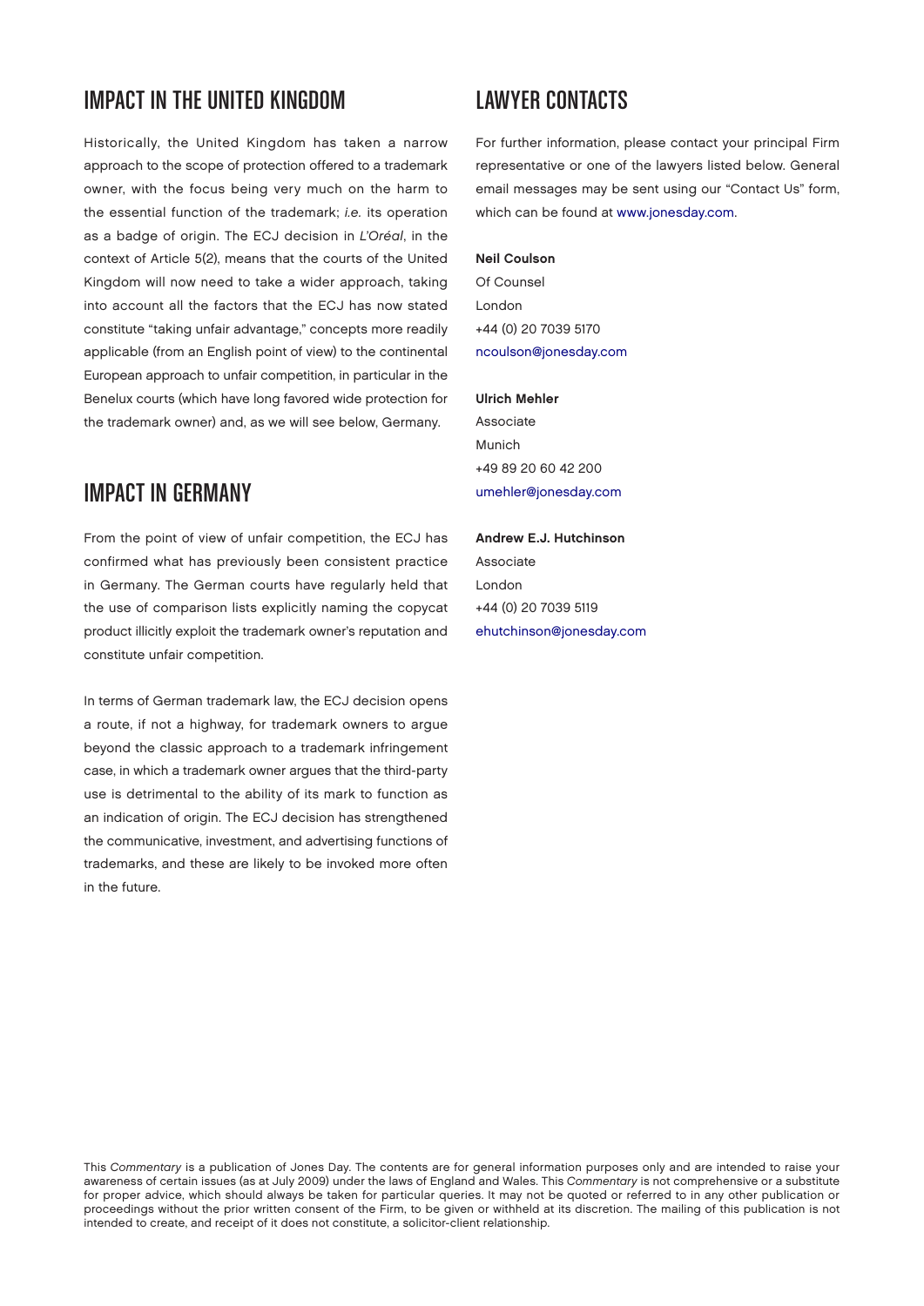## IMPACT IN THE UNITED KINGDOM

Historically, the United Kingdom has taken a narrow approach to the scope of protection offered to a trademark owner, with the focus being very much on the harm to the essential function of the trademark; *i.e.* its operation as a badge of origin. The ECJ decision in *L'Oréal*, in the context of Article 5(2), means that the courts of the United Kingdom will now need to take a wider approach, taking into account all the factors that the ECJ has now stated constitute "taking unfair advantage," concepts more readily applicable (from an English point of view) to the continental European approach to unfair competition, in particular in the Benelux courts (which have long favored wide protection for the trademark owner) and, as we will see below, Germany.

## IMPACT IN GERMANY

From the point of view of unfair competition, the ECJ has confirmed what has previously been consistent practice in Germany. The German courts have regularly held that the use of comparison lists explicitly naming the copycat product illicitly exploit the trademark owner's reputation and constitute unfair competition.

In terms of German trademark law, the ECJ decision opens a route, if not a highway, for trademark owners to argue beyond the classic approach to a trademark infringement case, in which a trademark owner argues that the third-party use is detrimental to the ability of its mark to function as an indication of origin. The ECJ decision has strengthened the communicative, investment, and advertising functions of trademarks, and these are likely to be invoked more often in the future.

## LAWYER CONTACTS

For further information, please contact your principal Firm representative or one of the lawyers listed below. General email messages may be sent using our "Contact Us" form, which can be found at www.jonesday.com.

**Neil Coulson**
Of Counsel
London
+44 (0) 20 7039 5170
ncoulson@jonesday.com

**Ulrich Mehler**
Associate
Munich
+49 89 20 60 42 200
umehler@jonesday.com

**Andrew E.J. Hutchinson**
Associate
London
+44 (0) 20 7039 5119
ehutchinson@jonesday.com

This *Commentary* is a publication of Jones Day. The contents are for general information purposes only and are intended to raise your awareness of certain issues (as at July 2009) under the laws of England and Wales. This *Commentary* is not comprehensive or a substitute for proper advice, which should always be taken for particular queries. It may not be quoted or referred to in any other publication or proceedings without the prior written consent of the Firm, to be given or withheld at its discretion. The mailing of this publication is not intended to create, and receipt of it does not constitute, a solicitor-client relationship.